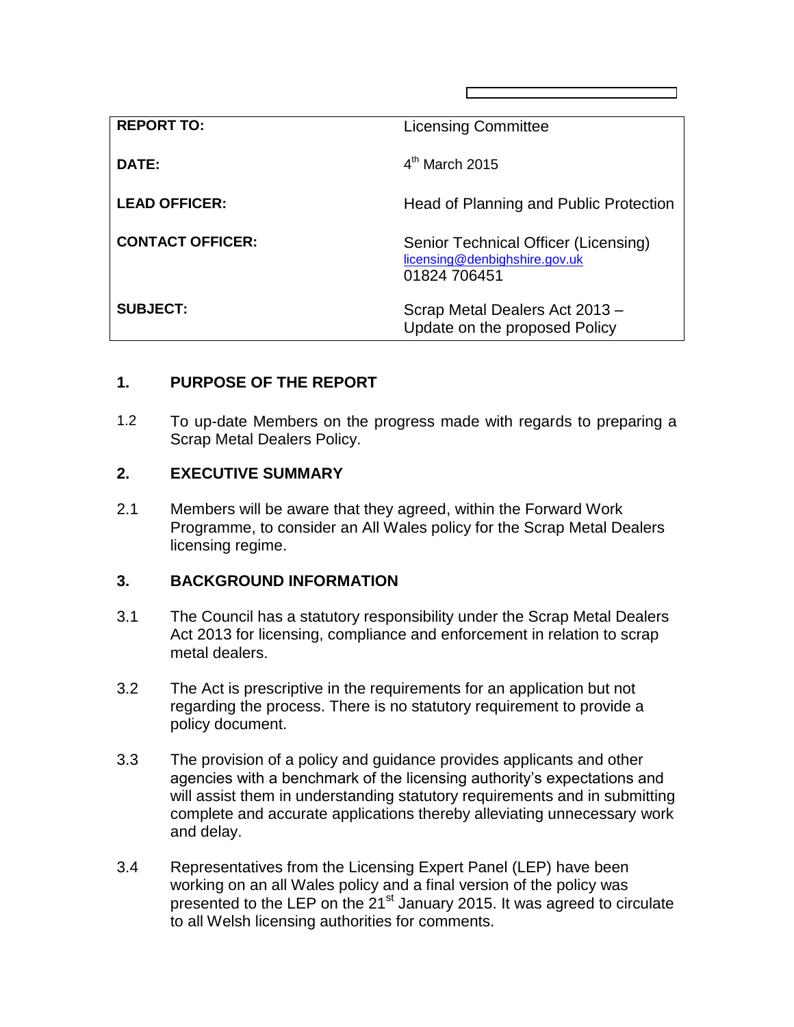| | |
|---|---|
| **REPORT TO:** | Licensing Committee |
| **DATE:** | 4th March 2015 |
| **LEAD OFFICER:** | Head of Planning and Public Protection |
| **CONTACT OFFICER:** | Senior Technical Officer (Licensing)<br>licensing@denbighshire.gov.uk<br>01824 706451 |
| **SUBJECT:** | Scrap Metal Dealers Act 2013 – Update on the proposed Policy |

## 1. PURPOSE OF THE REPORT

1.2 To up-date Members on the progress made with regards to preparing a Scrap Metal Dealers Policy.

## 2. EXECUTIVE SUMMARY

2.1 Members will be aware that they agreed, within the Forward Work Programme, to consider an All Wales policy for the Scrap Metal Dealers licensing regime.

## 3. BACKGROUND INFORMATION

3.1 The Council has a statutory responsibility under the Scrap Metal Dealers Act 2013 for licensing, compliance and enforcement in relation to scrap metal dealers.

3.2 The Act is prescriptive in the requirements for an application but not regarding the process. There is no statutory requirement to provide a policy document.

3.3 The provision of a policy and guidance provides applicants and other agencies with a benchmark of the licensing authority's expectations and will assist them in understanding statutory requirements and in submitting complete and accurate applications thereby alleviating unnecessary work and delay.

3.4 Representatives from the Licensing Expert Panel (LEP) have been working on an all Wales policy and a final version of the policy was presented to the LEP on the 21st January 2015. It was agreed to circulate to all Welsh licensing authorities for comments.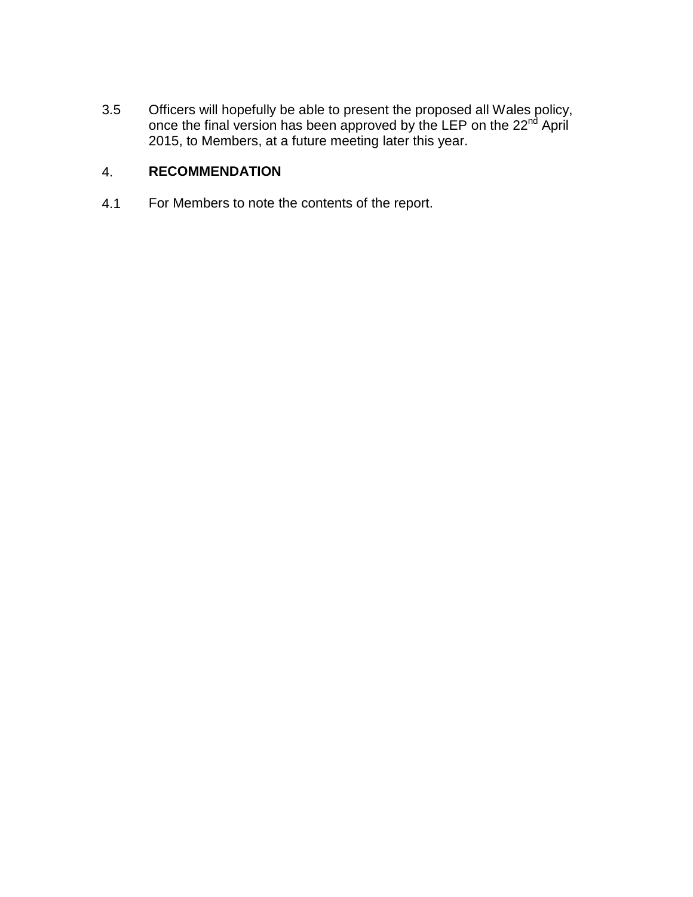3.5 Officers will hopefully be able to present the proposed all Wales policy, once the final version has been approved by the LEP on the 22nd April 2015, to Members, at a future meeting later this year.

## 4. RECOMMENDATION

4.1 For Members to note the contents of the report.